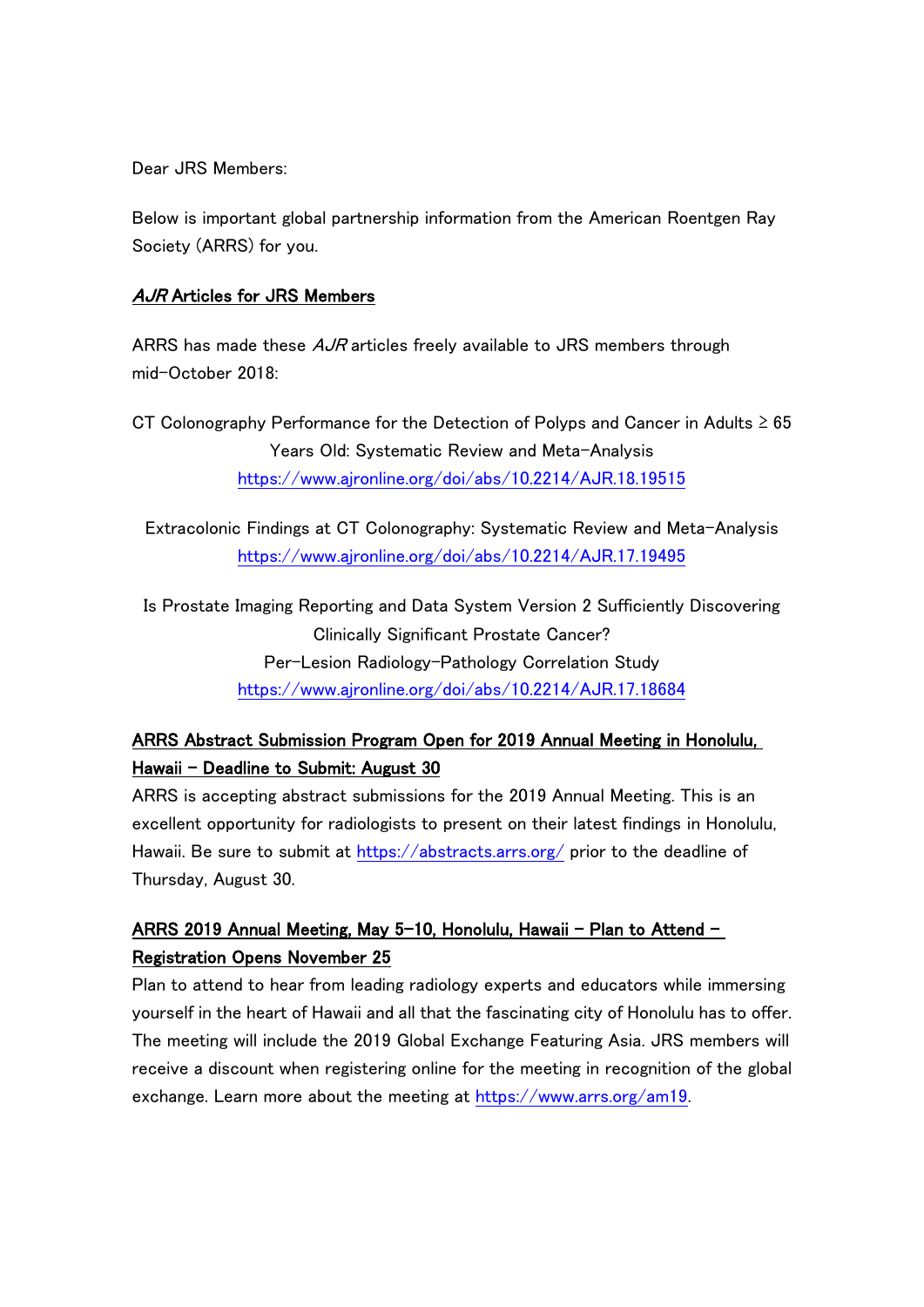Dear JRS Members:

Below is important global partnership information from the American Roentgen Ray Society (ARRS) for you.

## *AJR* Articles for JRS Members

ARRS has made these *AJR* articles freely available to JRS members through mid-October 2018:

CT Colonography Performance for the Detection of Polyps and Cancer in Adults ≥ 65 Years Old: Systematic Review and Meta-Analysis
https://www.ajronline.org/doi/abs/10.2214/AJR.18.19515

Extracolonic Findings at CT Colonography: Systematic Review and Meta-Analysis
https://www.ajronline.org/doi/abs/10.2214/AJR.17.19495

Is Prostate Imaging Reporting and Data System Version 2 Sufficiently Discovering Clinically Significant Prostate Cancer?
Per-Lesion Radiology-Pathology Correlation Study
https://www.ajronline.org/doi/abs/10.2214/AJR.17.18684

## ARRS Abstract Submission Program Open for 2019 Annual Meeting in Honolulu, Hawaii – Deadline to Submit: August 30

ARRS is accepting abstract submissions for the 2019 Annual Meeting. This is an excellent opportunity for radiologists to present on their latest findings in Honolulu, Hawaii. Be sure to submit at https://abstracts.arrs.org/ prior to the deadline of Thursday, August 30.

## ARRS 2019 Annual Meeting, May 5–10, Honolulu, Hawaii – Plan to Attend – Registration Opens November 25

Plan to attend to hear from leading radiology experts and educators while immersing yourself in the heart of Hawaii and all that the fascinating city of Honolulu has to offer. The meeting will include the 2019 Global Exchange Featuring Asia. JRS members will receive a discount when registering online for the meeting in recognition of the global exchange. Learn more about the meeting at https://www.arrs.org/am19.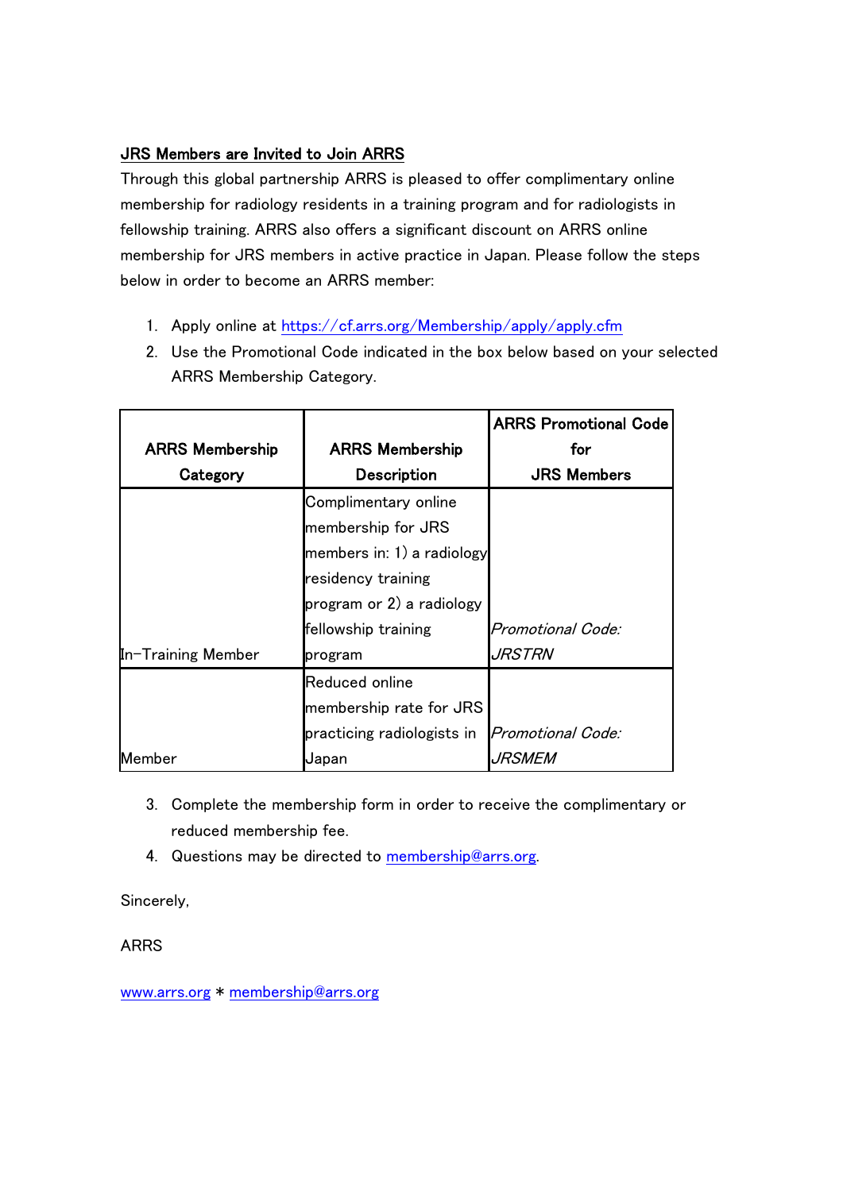**JRS Members are Invited to Join ARRS**

Through this global partnership ARRS is pleased to offer complimentary online membership for radiology residents in a training program and for radiologists in fellowship training. ARRS also offers a significant discount on ARRS online membership for JRS members in active practice in Japan. Please follow the steps below in order to become an ARRS member:

1. Apply online at https://cf.arrs.org/Membership/apply/apply.cfm
2. Use the Promotional Code indicated in the box below based on your selected ARRS Membership Category.

| ARRS Membership Category | ARRS Membership Description | ARRS Promotional Code for JRS Members |
|---|---|---|
| In-Training Member | Complimentary online membership for JRS members in: 1) a radiology residency training program or 2) a radiology fellowship training program | *Promotional Code: JRSTRN* |
| Member | Reduced online membership rate for JRS practicing radiologists in Japan | *Promotional Code: JRSMEM* |

3. Complete the membership form in order to receive the complimentary or reduced membership fee.
4. Questions may be directed to membership@arrs.org.

Sincerely,

ARRS

www.arrs.org * membership@arrs.org